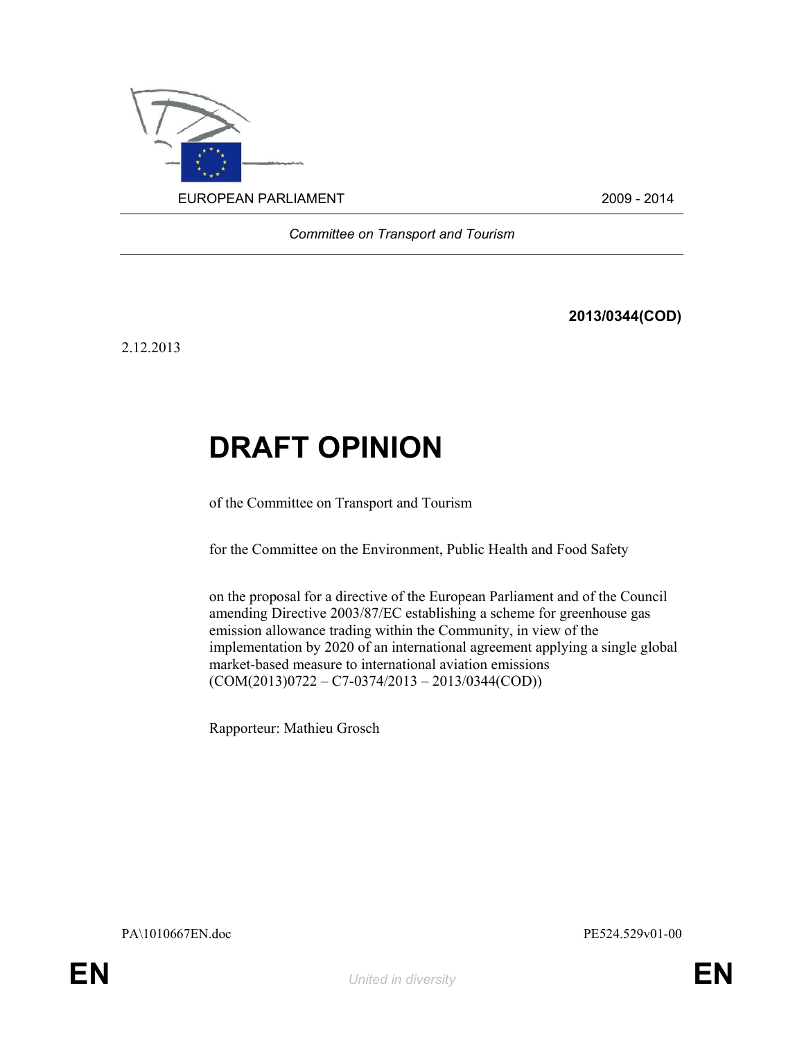EUROPEAN PARLIAMENT 2009 - 2014

*Committee on Transport and Tourism*

**2013/0344(COD)**

2.12.2013

# DRAFT OPINION

of the Committee on Transport and Tourism

for the Committee on the Environment, Public Health and Food Safety

on the proposal for a directive of the European Parliament and of the Council amending Directive 2003/87/EC establishing a scheme for greenhouse gas emission allowance trading within the Community, in view of the implementation by 2020 of an international agreement applying a single global market-based measure to international aviation emissions (COM(2013)0722 – C7-0374/2013 – 2013/0344(COD))

Rapporteur: Mathieu Grosch

PA\1010667EN.doc PE524.529v01-00

EN *United in diversity* EN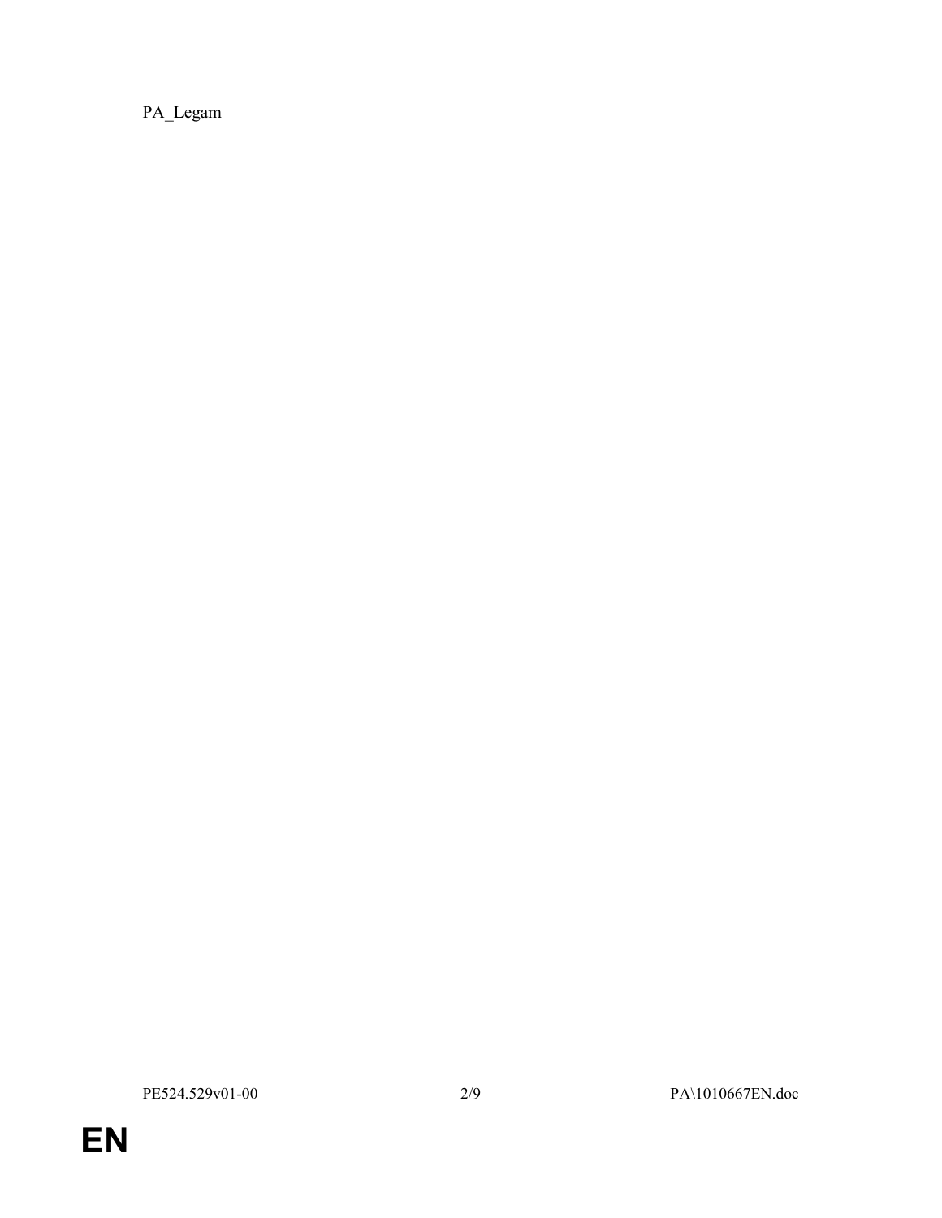PA_Legam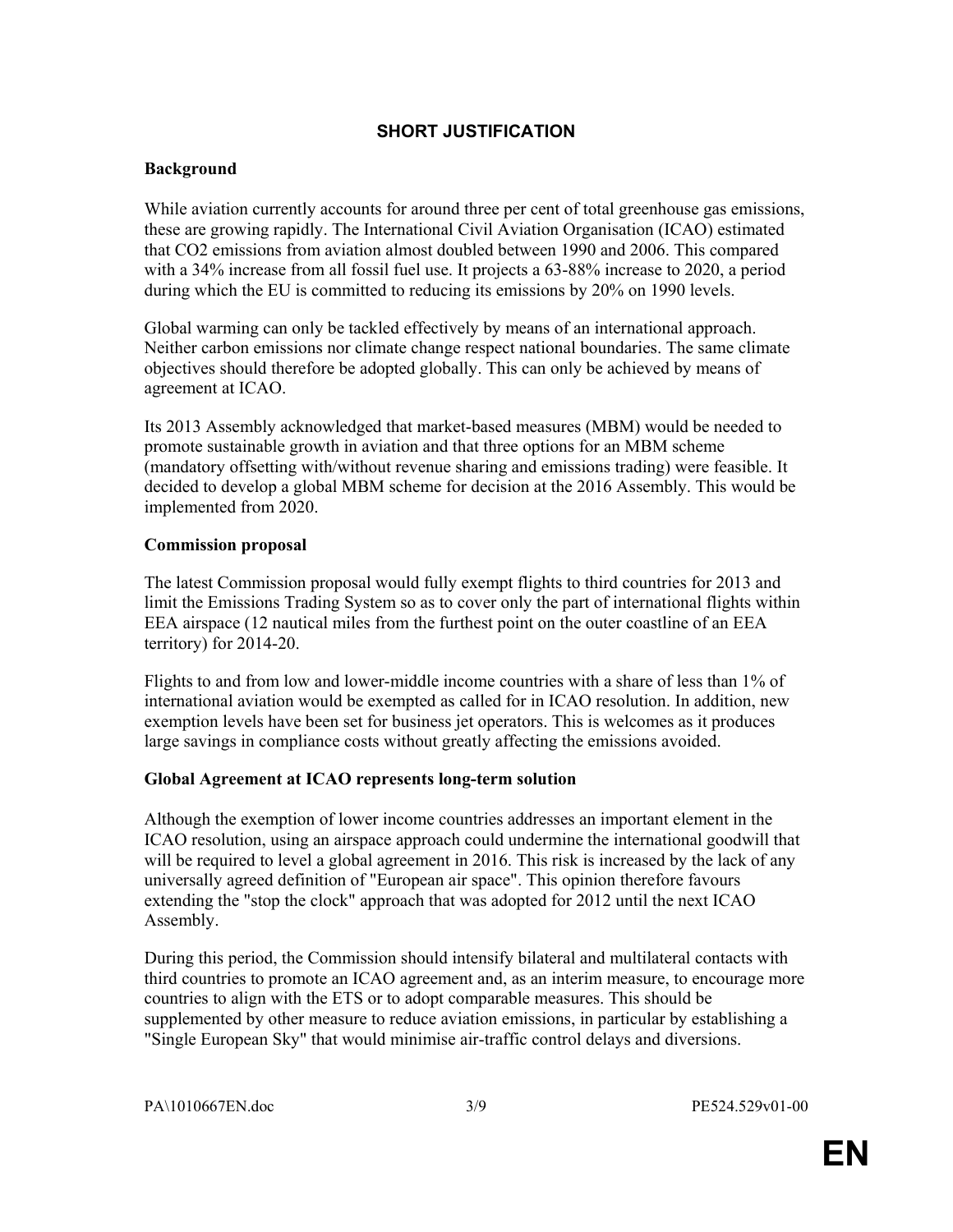## SHORT JUSTIFICATION

### Background

While aviation currently accounts for around three per cent of total greenhouse gas emissions, these are growing rapidly. The International Civil Aviation Organisation (ICAO) estimated that $CO_2$ emissions from aviation almost doubled between 1990 and 2006. This compared with a 34% increase from all fossil fuel use. It projects a 63-88% increase to 2020, a period during which the EU is committed to reducing its emissions by 20% on 1990 levels.

Global warming can only be tackled effectively by means of an international approach. Neither carbon emissions nor climate change respect national boundaries. The same climate objectives should therefore be adopted globally. This can only be achieved by means of agreement at ICAO.

Its 2013 Assembly acknowledged that market-based measures (MBM) would be needed to promote sustainable growth in aviation and that three options for an MBM scheme (mandatory offsetting with/without revenue sharing and emissions trading) were feasible. It decided to develop a global MBM scheme for decision at the 2016 Assembly. This would be implemented from 2020.

### Commission proposal

The latest Commission proposal would fully exempt flights to third countries for 2013 and limit the Emissions Trading System so as to cover only the part of international flights within EEA airspace (12 nautical miles from the furthest point on the outer coastline of an EEA territory) for 2014-20.

Flights to and from low and lower-middle income countries with a share of less than 1% of international aviation would be exempted as called for in ICAO resolution. In addition, new exemption levels have been set for business jet operators. This is welcomes as it produces large savings in compliance costs without greatly affecting the emissions avoided.

### Global Agreement at ICAO represents long-term solution

Although the exemption of lower income countries addresses an important element in the ICAO resolution, using an airspace approach could undermine the international goodwill that will be required to level a global agreement in 2016. This risk is increased by the lack of any universally agreed definition of "European air space". This opinion therefore favours extending the "stop the clock" approach that was adopted for 2012 until the next ICAO Assembly.

During this period, the Commission should intensify bilateral and multilateral contacts with third countries to promote an ICAO agreement and, as an interim measure, to encourage more countries to align with the ETS or to adopt comparable measures. This should be supplemented by other measure to reduce aviation emissions, in particular by establishing a "Single European Sky" that would minimise air-traffic control delays and diversions.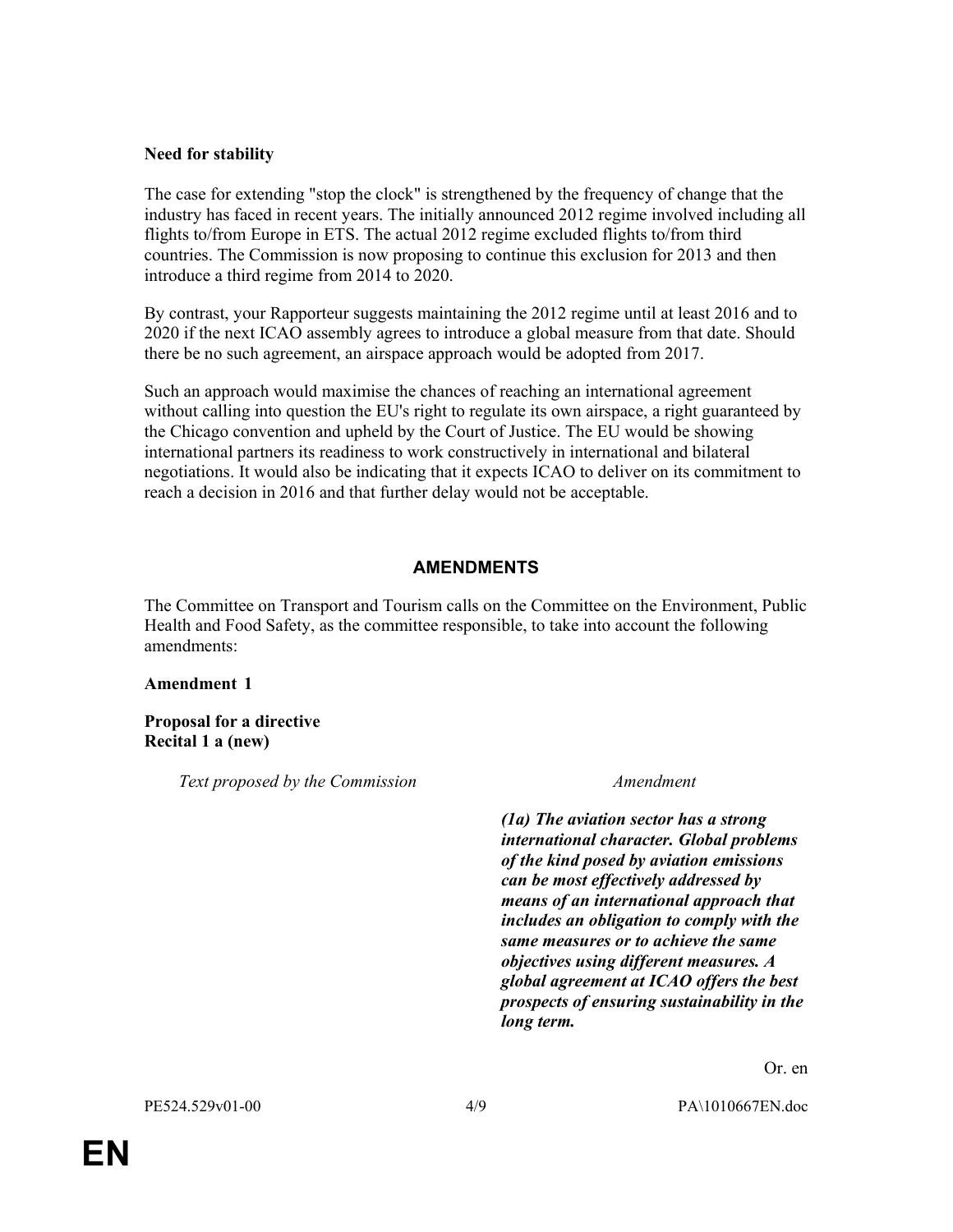**Need for stability**

The case for extending "stop the clock" is strengthened by the frequency of change that the industry has faced in recent years. The initially announced 2012 regime involved including all flights to/from Europe in ETS. The actual 2012 regime excluded flights to/from third countries. The Commission is now proposing to continue this exclusion for 2013 and then introduce a third regime from 2014 to 2020.

By contrast, your Rapporteur suggests maintaining the 2012 regime until at least 2016 and to 2020 if the next ICAO assembly agrees to introduce a global measure from that date. Should there be no such agreement, an airspace approach would be adopted from 2017.

Such an approach would maximise the chances of reaching an international agreement without calling into question the EU's right to regulate its own airspace, a right guaranteed by the Chicago convention and upheld by the Court of Justice. The EU would be showing international partners its readiness to work constructively in international and bilateral negotiations. It would also be indicating that it expects ICAO to deliver on its commitment to reach a decision in 2016 and that further delay would not be acceptable.

## AMENDMENTS

The Committee on Transport and Tourism calls on the Committee on the Environment, Public Health and Food Safety, as the committee responsible, to take into account the following amendments:

**Amendment 1**

**Proposal for a directive**
**Recital 1 a (new)**

| *Text proposed by the Commission* | *Amendment* |
|---|---|
| | ***(1a) The aviation sector has a strong international character. Global problems of the kind posed by aviation emissions can be most effectively addressed by means of an international approach that includes an obligation to comply with the same measures or to achieve the same objectives using different measures. A global agreement at ICAO offers the best prospects of ensuring sustainability in the long term.*** |

Or. en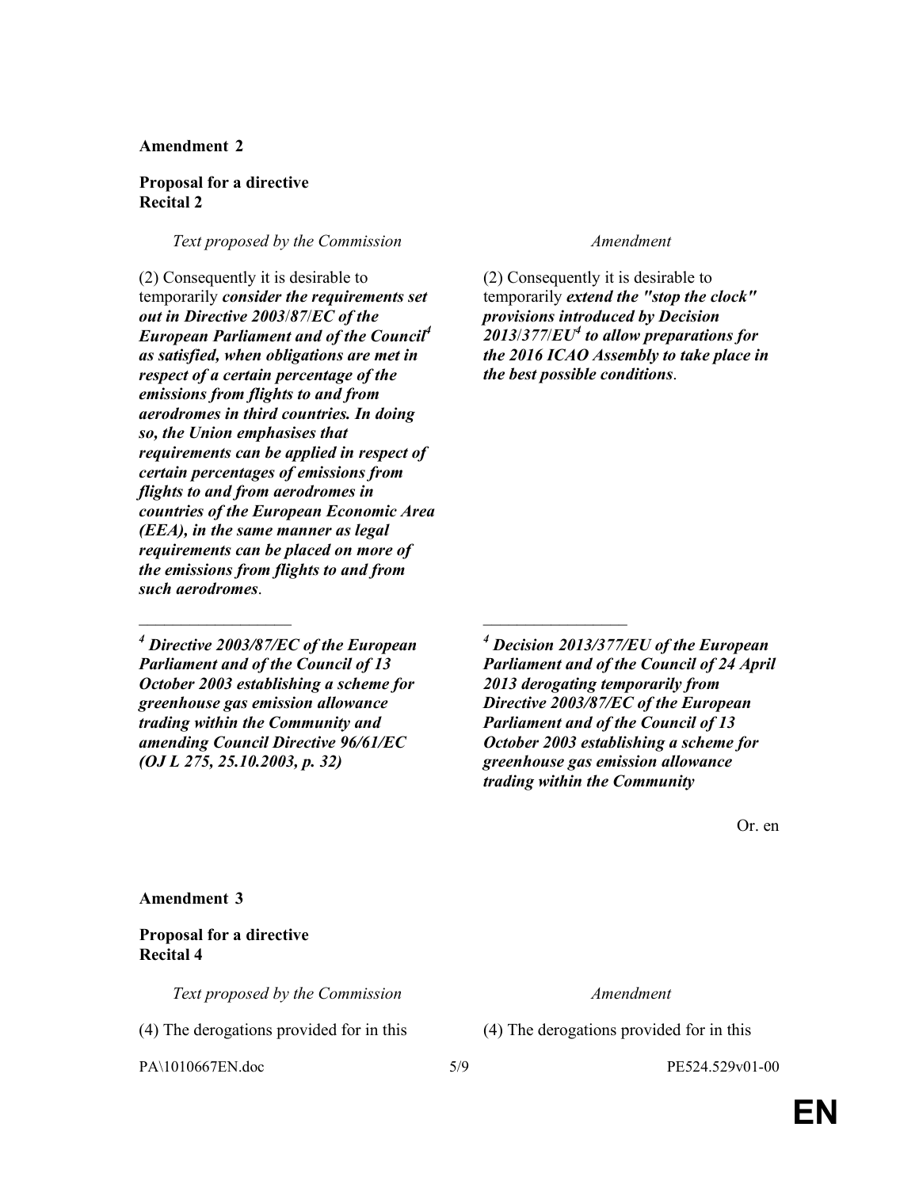**Amendment 2**

**Proposal for a directive**
**Recital 2**

| *Text proposed by the Commission* | *Amendment* |
|---|---|
| (2) Consequently it is desirable to temporarily ***consider the requirements set out in Directive 2003/87/EC of the European Parliament and of the Council[4] as satisfied, when obligations are met in respect of a certain percentage of the emissions from flights to and from aerodromes in third countries. In doing so, the Union emphasises that requirements can be applied in respect of certain percentages of emissions from flights to and from aerodromes in countries of the European Economic Area (EEA), in the same manner as legal requirements can be placed on more of the emissions from flights to and from such aerodromes***. | (2) Consequently it is desirable to temporarily ***extend the "stop the clock" provisions introduced by Decision 2013/377/EU[4] to allow preparations for the 2016 ICAO Assembly to take place in the best possible conditions***. |
| __________________ | __________________ |
| ***[4] Directive 2003/87/EC of the European Parliament and of the Council of 13 October 2003 establishing a scheme for greenhouse gas emission allowance trading within the Community and amending Council Directive 96/61/EC (OJ L 275, 25.10.2003, p. 32)*** | ***[4] Decision 2013/377/EU of the European Parliament and of the Council of 24 April 2013 derogating temporarily from Directive 2003/87/EC of the European Parliament and of the Council of 13 October 2003 establishing a scheme for greenhouse gas emission allowance trading within the Community*** |

Or. en

**Amendment 3**

**Proposal for a directive**
**Recital 4**

| *Text proposed by the Commission* | *Amendment* |
|---|---|
| (4) The derogations provided for in this | (4) The derogations provided for in this |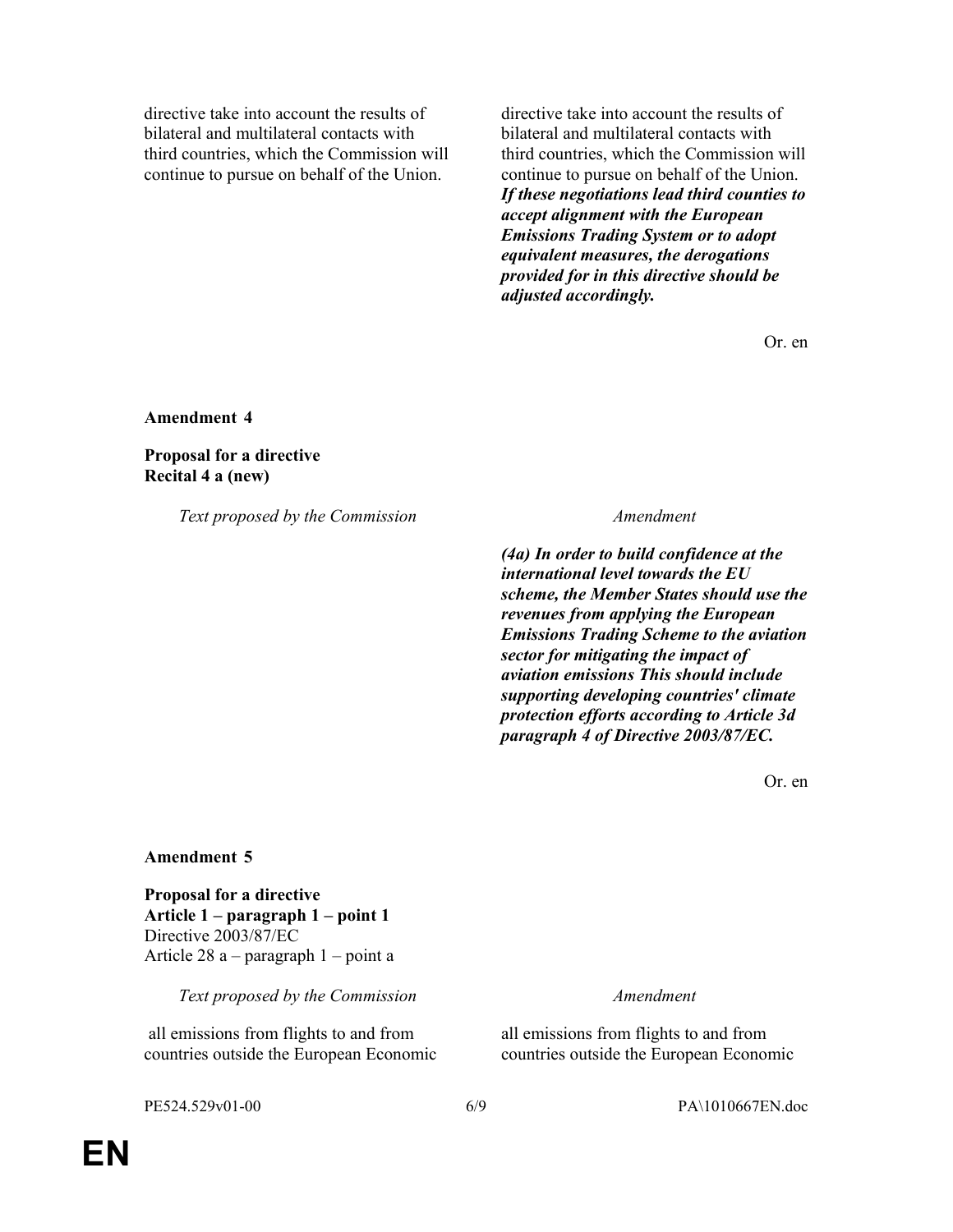| | |
|---|---|
| directive take into account the results of bilateral and multilateral contacts with third countries, which the Commission will continue to pursue on behalf of the Union. | directive take into account the results of bilateral and multilateral contacts with third countries, which the Commission will continue to pursue on behalf of the Union. ***If these negotiations lead third counties to accept alignment with the European Emissions Trading System or to adopt equivalent measures, the derogations provided for in this directive should be adjusted accordingly.*** |

Or. en

**Amendment 4**

**Proposal for a directive**
**Recital 4 a (new)**

| *Text proposed by the Commission* | *Amendment* |
|---|---|
| | ***(4a) In order to build confidence at the international level towards the EU scheme, the Member States should use the revenues from applying the European Emissions Trading Scheme to the aviation sector for mitigating the impact of aviation emissions This should include supporting developing countries' climate protection efforts according to Article 3d paragraph 4 of Directive 2003/87/EC.*** |

Or. en

**Amendment 5**

**Proposal for a directive**
**Article 1 – paragraph 1 – point 1**
Directive 2003/87/EC
Article 28 a – paragraph 1 – point a

| *Text proposed by the Commission* | *Amendment* |
|---|---|
| all emissions from flights to and from countries outside the European Economic | all emissions from flights to and from countries outside the European Economic |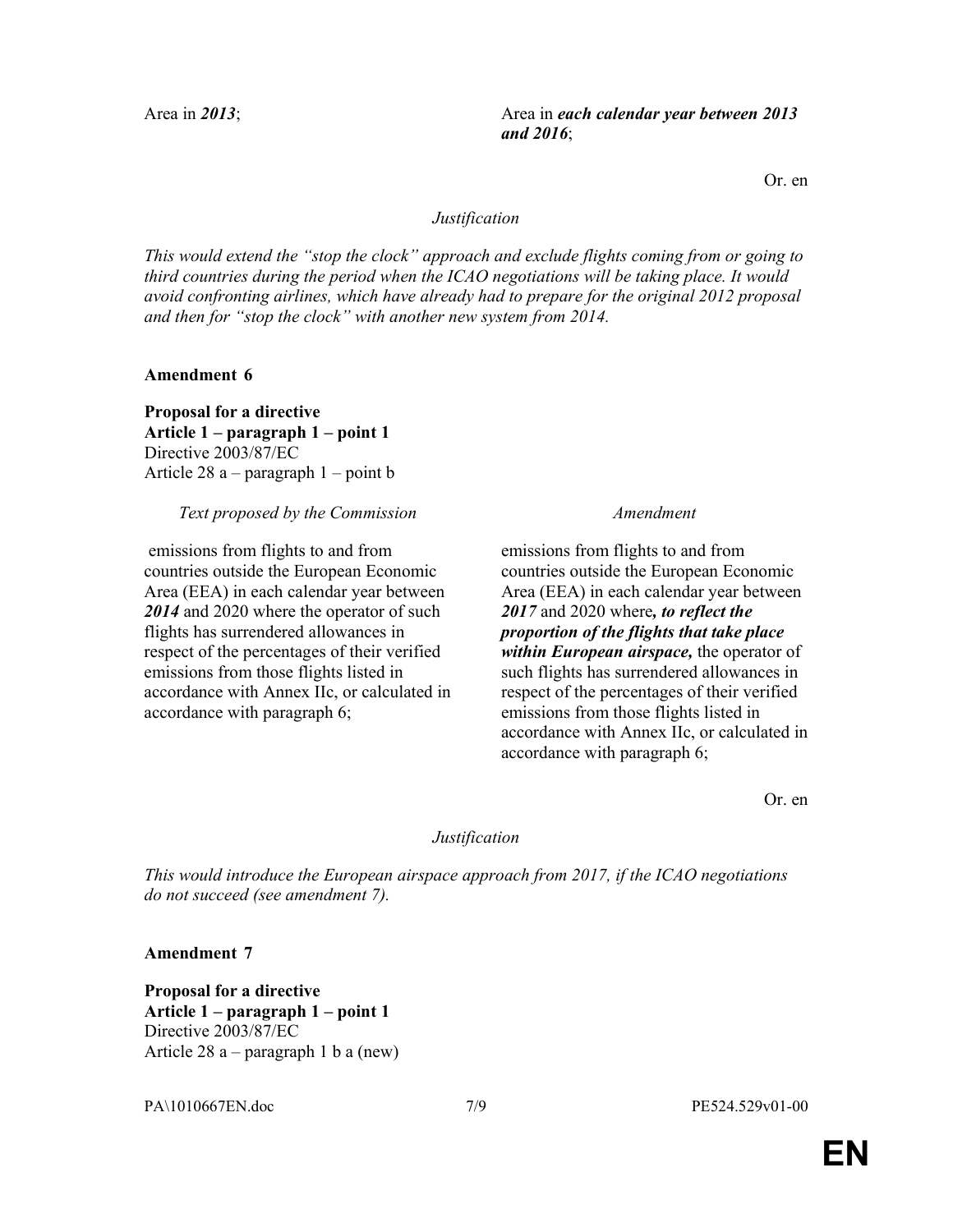| | |
|---|---|
| Area in ***2013***; | Area in ***each calendar year between 2013 and 2016***; |

Or. en

*Justification*

*This would extend the "stop the clock" approach and exclude flights coming from or going to third countries during the period when the ICAO negotiations will be taking place. It would avoid confronting airlines, which have already had to prepare for the original 2012 proposal and then for "stop the clock" with another new system from 2014.*

**Amendment 6**

**Proposal for a directive**
**Article 1 – paragraph 1 – point 1**
Directive 2003/87/EC
Article 28 a – paragraph 1 – point b

| *Text proposed by the Commission* | *Amendment* |
|---|---|
| emissions from flights to and from countries outside the European Economic Area (EEA) in each calendar year between ***2014*** and 2020 where the operator of such flights has surrendered allowances in respect of the percentages of their verified emissions from those flights listed in accordance with Annex IIc, or calculated in accordance with paragraph 6; | emissions from flights to and from countries outside the European Economic Area (EEA) in each calendar year between ***2017*** and 2020 where***, to reflect the proportion of the flights that take place within European airspace,*** the operator of such flights has surrendered allowances in respect of the percentages of their verified emissions from those flights listed in accordance with Annex IIc, or calculated in accordance with paragraph 6; |

Or. en

*Justification*

*This would introduce the European airspace approach from 2017, if the ICAO negotiations do not succeed (see amendment 7).*

**Amendment 7**

**Proposal for a directive**
**Article 1 – paragraph 1 – point 1**
Directive 2003/87/EC
Article 28 a – paragraph 1 b a (new)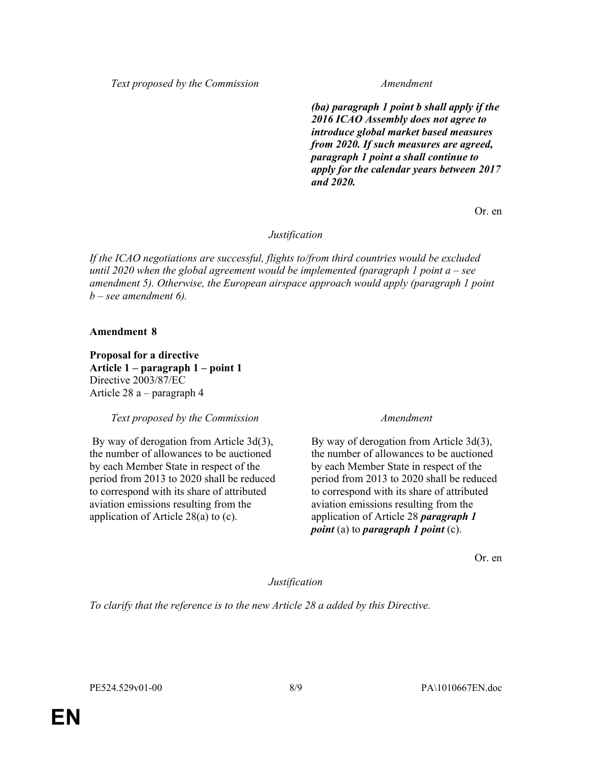| *Text proposed by the Commission* | *Amendment* |
|---|---|
| | ***(ba) paragraph 1 point b shall apply if the 2016 ICAO Assembly does not agree to introduce global market based measures from 2020. If such measures are agreed, paragraph 1 point a shall continue to apply for the calendar years between 2017 and 2020.*** |

Or. en

*Justification*

*If the ICAO negotiations are successful, flights to/from third countries would be excluded until 2020 when the global agreement would be implemented (paragraph 1 point a – see amendment 5). Otherwise, the European airspace approach would apply (paragraph 1 point b – see amendment 6).*

**Amendment 8**

**Proposal for a directive**
**Article 1 – paragraph 1 – point 1**
Directive 2003/87/EC
Article 28 a – paragraph 4

| *Text proposed by the Commission* | *Amendment* |
|---|---|
| By way of derogation from Article 3d(3), the number of allowances to be auctioned by each Member State in respect of the period from 2013 to 2020 shall be reduced to correspond with its share of attributed aviation emissions resulting from the application of Article 28(a) to (c). | By way of derogation from Article 3d(3), the number of allowances to be auctioned by each Member State in respect of the period from 2013 to 2020 shall be reduced to correspond with its share of attributed aviation emissions resulting from the application of Article 28 ***paragraph 1 point*** (a) to ***paragraph 1 point*** (c). |

Or. en

*Justification*

*To clarify that the reference is to the new Article 28 a added by this Directive.*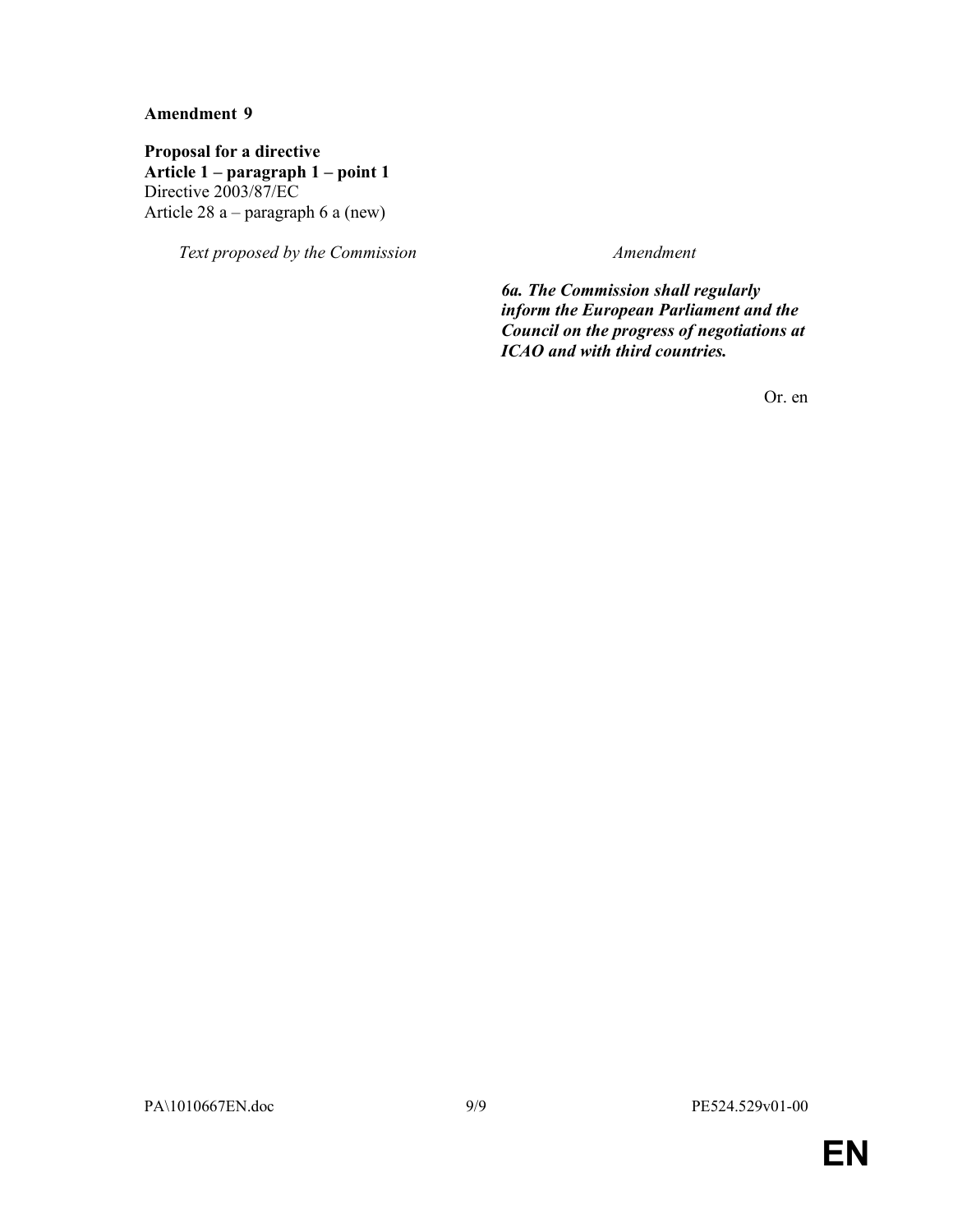**Amendment 9**

**Proposal for a directive**
**Article 1 – paragraph 1 – point 1**
Directive 2003/87/EC
Article 28 a – paragraph 6 a (new)

| *Text proposed by the Commission* | *Amendment* |
| --- | --- |
| | ***6a. The Commission shall regularly inform the European Parliament and the Council on the progress of negotiations at ICAO and with third countries.*** |

Or. en